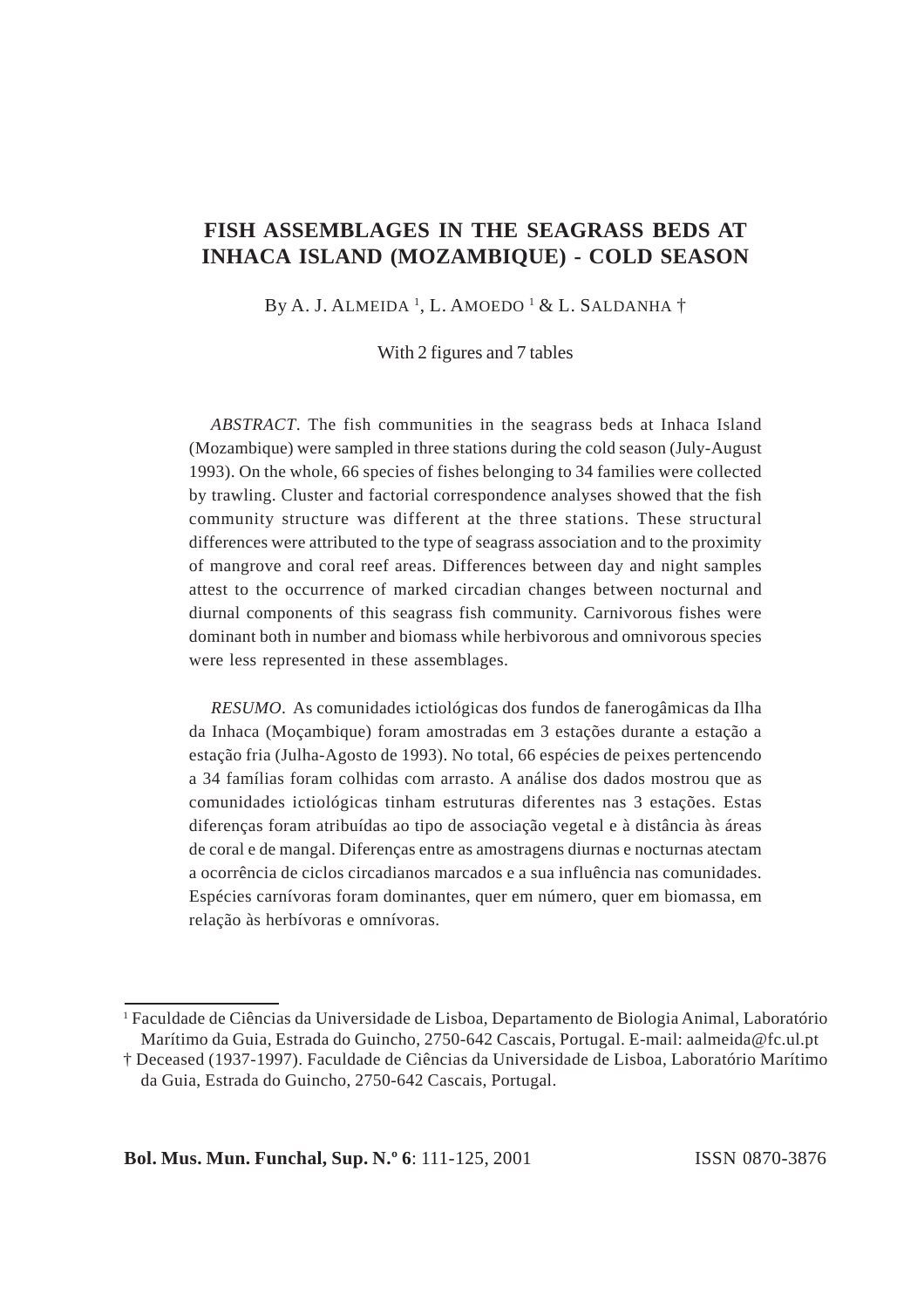# FISH ASSEMBLAGES IN THE SEAGRASS BEDS AT INHACA ISLAND (MOZAMBIQUE) - COLD SEASON

By A. J. Almeida [1], L. Amoedo [1] & L. Saldanha †

With 2 figures and 7 tables

*ABSTRACT*. The fish communities in the seagrass beds at Inhaca Island (Mozambique) were sampled in three stations during the cold season (July-August 1993). On the whole, 66 species of fishes belonging to 34 families were collected by trawling. Cluster and factorial correspondence analyses showed that the fish community structure was different at the three stations. These structural differences were attributed to the type of seagrass association and to the proximity of mangrove and coral reef areas. Differences between day and night samples attest to the occurrence of marked circadian changes between nocturnal and diurnal components of this seagrass fish community. Carnivorous fishes were dominant both in number and biomass while herbivorous and omnivorous species were less represented in these assemblages.

*RESUMO*. As comunidades ictiológicas dos fundos de fanerogâmicas da Ilha da Inhaca (Moçambique) foram amostradas em 3 estações durante a estação a estação fria (Julha-Agosto de 1993). No total, 66 espécies de peixes pertencendo a 34 famílias foram colhidas com arrasto. A análise dos dados mostrou que as comunidades ictiológicas tinham estruturas diferentes nas 3 estações. Estas diferenças foram atribuídas ao tipo de associação vegetal e à distância às áreas de coral e de mangal. Diferenças entre as amostragens diurnas e nocturnas atectam a ocorrência de ciclos circadianos marcados e a sua influência nas comunidades. Espécies carnívoras foram dominantes, quer em número, quer em biomassa, em relação às herbívoras e omnívoras.

---

[1] Faculdade de Ciências da Universidade de Lisboa, Departamento de Biologia Animal, Laboratório Marítimo da Guia, Estrada do Guincho, 2750-642 Cascais, Portugal. E-mail: aalmeida@fc.ul.pt

† Deceased (1937-1997). Faculdade de Ciências da Universidade de Lisboa, Laboratório Marítimo da Guia, Estrada do Guincho, 2750-642 Cascais, Portugal.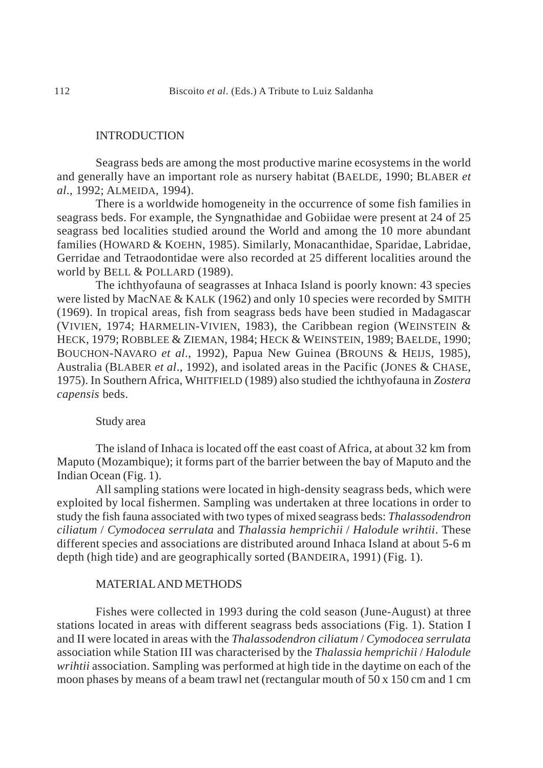## INTRODUCTION

Seagrass beds are among the most productive marine ecosystems in the world and generally have an important role as nursery habitat (BAELDE, 1990; BLABER *et al*., 1992; ALMEIDA, 1994).

There is a worldwide homogeneity in the occurrence of some fish families in seagrass beds. For example, the Syngnathidae and Gobiidae were present at 24 of 25 seagrass bed localities studied around the World and among the 10 more abundant families (HOWARD & KOEHN, 1985). Similarly, Monacanthidae, Sparidae, Labridae, Gerridae and Tetraodontidae were also recorded at 25 different localities around the world by BELL & POLLARD (1989).

The ichthyofauna of seagrasses at Inhaca Island is poorly known: 43 species were listed by MacNAE & KALK (1962) and only 10 species were recorded by SMITH (1969). In tropical areas, fish from seagrass beds have been studied in Madagascar (VIVIEN, 1974; HARMELIN-VIVIEN, 1983), the Caribbean region (WEINSTEIN & HECK, 1979; ROBBLEE & ZIEMAN, 1984; HECK & WEINSTEIN, 1989; BAELDE, 1990; BOUCHON-NAVARO *et al*., 1992), Papua New Guinea (BROUNS & HEIJS, 1985), Australia (BLABER *et al*., 1992), and isolated areas in the Pacific (JONES & CHASE, 1975). In Southern Africa, WHITFIELD (1989) also studied the ichthyofauna in *Zostera capensis* beds.

### Study area

The island of Inhaca is located off the east coast of Africa, at about 32 km from Maputo (Mozambique); it forms part of the barrier between the bay of Maputo and the Indian Ocean (Fig. 1).

All sampling stations were located in high-density seagrass beds, which were exploited by local fishermen. Sampling was undertaken at three locations in order to study the fish fauna associated with two types of mixed seagrass beds: *Thalassodendron ciliatum* / *Cymodocea serrulata* and *Thalassia hemprichii* / *Halodule wrihtii*. These different species and associations are distributed around Inhaca Island at about 5-6 m depth (high tide) and are geographically sorted (BANDEIRA, 1991) (Fig. 1).

## MATERIAL AND METHODS

Fishes were collected in 1993 during the cold season (June-August) at three stations located in areas with different seagrass beds associations (Fig. 1). Station I and II were located in areas with the *Thalassodendron ciliatum* / *Cymodocea serrulata* association while Station III was characterised by the *Thalassia hemprichii* / *Halodule wrihtii* association. Sampling was performed at high tide in the daytime on each of the moon phases by means of a beam trawl net (rectangular mouth of 50 x 150 cm and 1 cm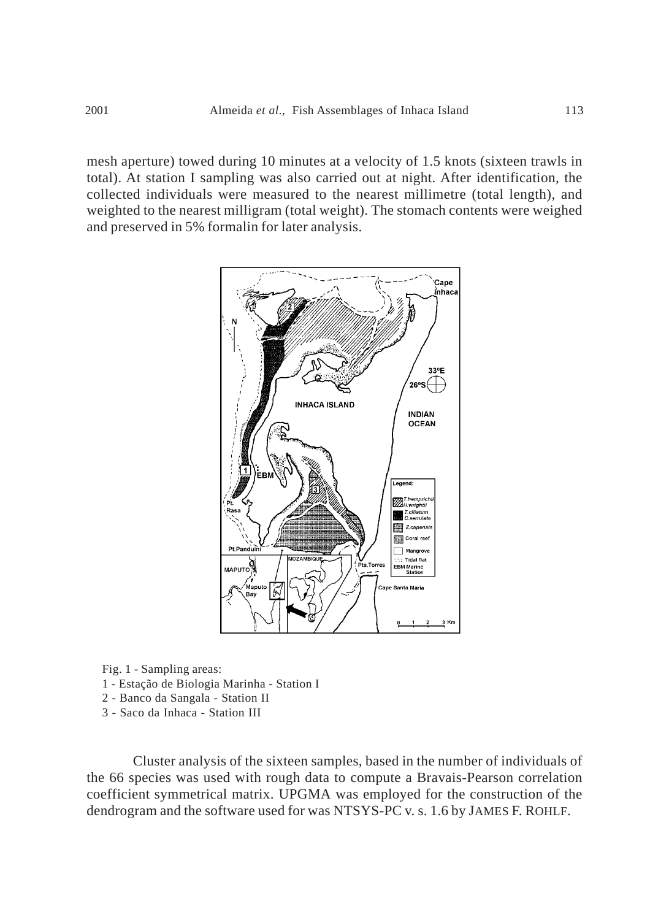mesh aperture) towed during 10 minutes at a velocity of 1.5 knots (sixteen trawls in total). At station I sampling was also carried out at night. After identification, the collected individuals were measured to the nearest millimetre (total length), and weighted to the nearest milligram (total weight). The stomach contents were weighed and preserved in 5% formalin for later analysis.

Fig. 1 - Sampling areas:
1 - Estação de Biologia Marinha - Station I
2 - Banco da Sangala - Station II
3 - Saco da Inhaca - Station III

Cluster analysis of the sixteen samples, based in the number of individuals of the 66 species was used with rough data to compute a Bravais-Pearson correlation coefficient symmetrical matrix. UPGMA was employed for the construction of the dendrogram and the software used for was NTSYS-PC v. s. 1.6 by JAMES F. ROHLF.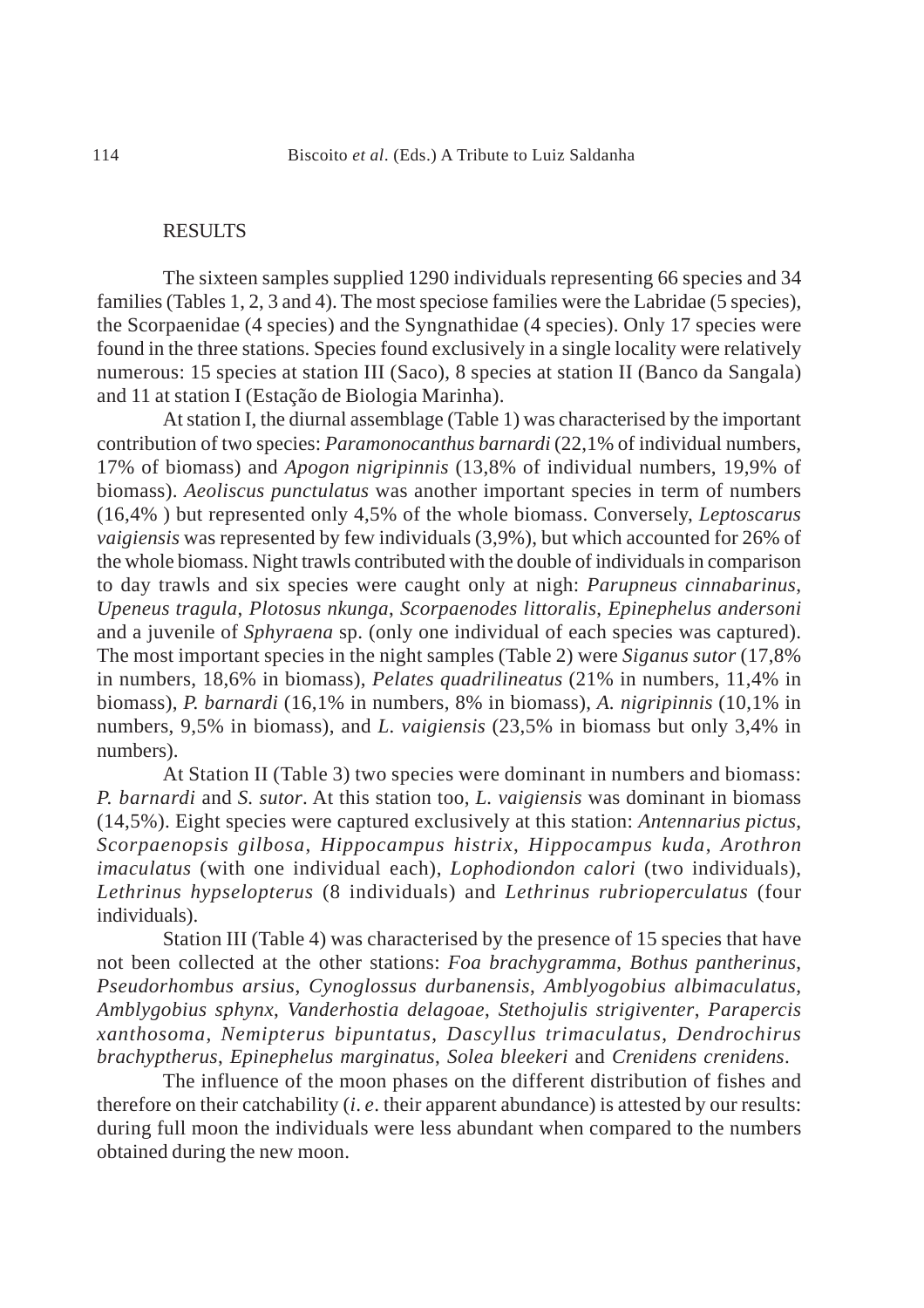## RESULTS

The sixteen samples supplied 1290 individuals representing 66 species and 34 families (Tables 1, 2, 3 and 4). The most speciose families were the Labridae (5 species), the Scorpaenidae (4 species) and the Syngnathidae (4 species). Only 17 species were found in the three stations. Species found exclusively in a single locality were relatively numerous: 15 species at station III (Saco), 8 species at station II (Banco da Sangala) and 11 at station I (Estação de Biologia Marinha).

At station I, the diurnal assemblage (Table 1) was characterised by the important contribution of two species: *Paramonocanthus barnardi* (22,1% of individual numbers, 17% of biomass) and *Apogon nigripinnis* (13,8% of individual numbers, 19,9% of biomass). *Aeoliscus punctulatus* was another important species in term of numbers (16,4% ) but represented only 4,5% of the whole biomass. Conversely, *Leptoscarus vaigiensis* was represented by few individuals (3,9%), but which accounted for 26% of the whole biomass. Night trawls contributed with the double of individuals in comparison to day trawls and six species were caught only at nigh: *Parupneus cinnabarinus*, *Upeneus tragula*, *Plotosus nkunga*, *Scorpaenodes littoralis*, *Epinephelus andersoni* and a juvenile of *Sphyraena* sp. (only one individual of each species was captured). The most important species in the night samples (Table 2) were *Siganus sutor* (17,8% in numbers, 18,6% in biomass), *Pelates quadrilineatus* (21% in numbers, 11,4% in biomass), *P. barnardi* (16,1% in numbers, 8% in biomass), *A. nigripinnis* (10,1% in numbers, 9,5% in biomass), and *L. vaigiensis* (23,5% in biomass but only 3,4% in numbers).

At Station II (Table 3) two species were dominant in numbers and biomass: *P. barnardi* and *S. sutor*. At this station too, *L. vaigiensis* was dominant in biomass (14,5%). Eight species were captured exclusively at this station: *Antennarius pictus*, *Scorpaenopsis gilbosa*, *Hippocampus histrix*, *Hippocampus kuda*, *Arothron imaculatus* (with one individual each), *Lophodiondon calori* (two individuals), *Lethrinus hypselopterus* (8 individuals) and *Lethrinus rubrioperculatus* (four individuals).

Station III (Table 4) was characterised by the presence of 15 species that have not been collected at the other stations: *Foa brachygramma*, *Bothus pantherinus*, *Pseudorhombus arsius*, *Cynoglossus durbanensis*, *Amblyogobius albimaculatus*, *Amblygobius sphynx*, *Vanderhostia delagoae*, *Stethojulis strigiventer*, *Parapercis xanthosoma*, *Nemipterus bipuntatus*, *Dascyllus trimaculatus*, *Dendrochirus brachyptherus*, *Epinephelus marginatus*, *Solea bleekeri* and *Crenidens crenidens*.

The influence of the moon phases on the different distribution of fishes and therefore on their catchability (*i. e*. their apparent abundance) is attested by our results: during full moon the individuals were less abundant when compared to the numbers obtained during the new moon.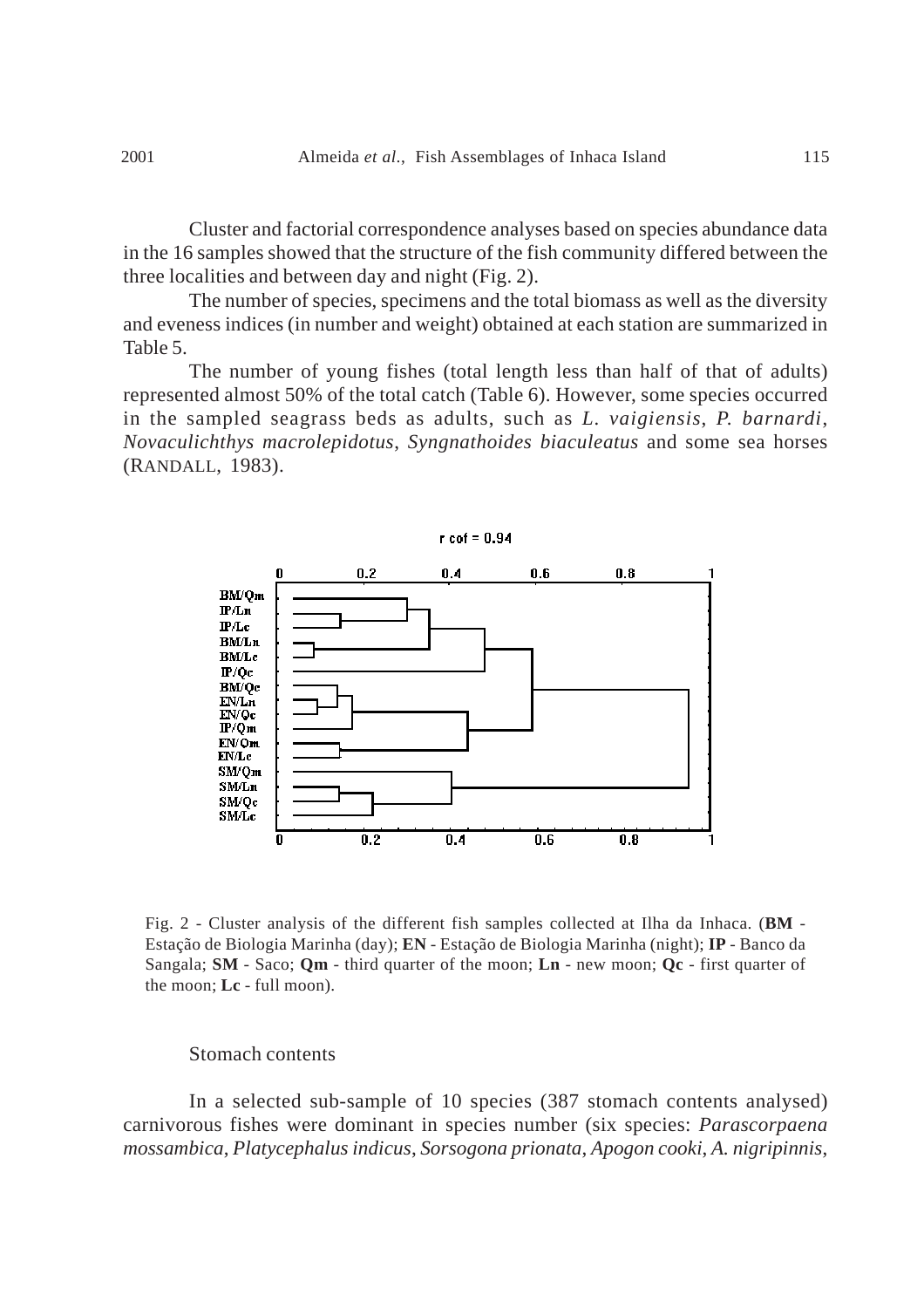Cluster and factorial correspondence analyses based on species abundance data in the 16 samples showed that the structure of the fish community differed between the three localities and between day and night (Fig. 2).

The number of species, specimens and the total biomass as well as the diversity and eveness indices (in number and weight) obtained at each station are summarized in Table 5.

The number of young fishes (total length less than half of that of adults) represented almost 50% of the total catch (Table 6). However, some species occurred in the sampled seagrass beds as adults, such as *L. vaigiensis*, *P. barnardi*, *Novaculichthys macrolepidotus*, *Syngnathoides biaculeatus* and some sea horses (RANDALL, 1983).

Fig. 2 - Cluster analysis of the different fish samples collected at Ilha da Inhaca. (**BM** - Estação de Biologia Marinha (day); **EN** - Estação de Biologia Marinha (night); **IP** - Banco da Sangala; **SM** - Saco; **Qm** - third quarter of the moon; **Ln** - new moon; **Qc** - first quarter of the moon; **Lc** - full moon).

## Stomach contents

In a selected sub-sample of 10 species (387 stomach contents analysed) carnivorous fishes were dominant in species number (six species: *Parascorpaena mossambica*, *Platycephalus indicus*, *Sorsogona prionata*, *Apogon cooki*, *A. nigripinnis*,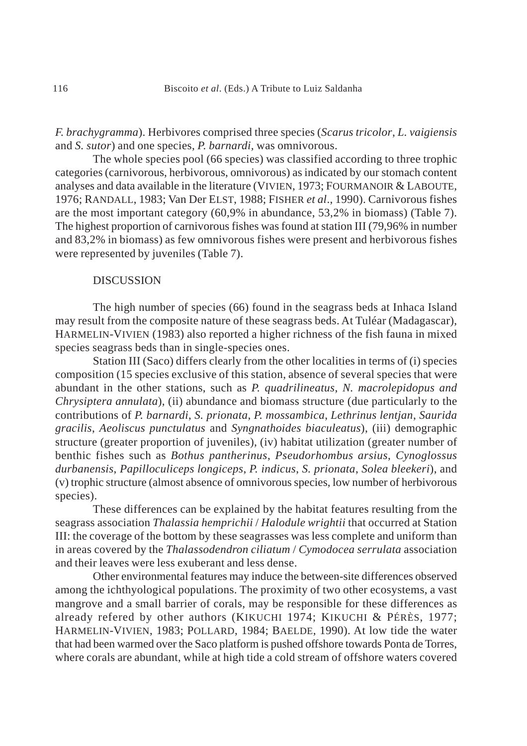*F. brachygramma*). Herbivores comprised three species (*Scarus tricolor*, *L. vaigiensis* and *S. sutor*) and one species, *P. barnardi*, was omnivorous.

The whole species pool (66 species) was classified according to three trophic categories (carnivorous, herbivorous, omnivorous) as indicated by our stomach content analyses and data available in the literature (VIVIEN, 1973; FOURMANOIR & LABOUTE, 1976; RANDALL, 1983; Van Der ELST, 1988; FISHER *et al*., 1990). Carnivorous fishes are the most important category (60,9% in abundance, 53,2% in biomass) (Table 7). The highest proportion of carnivorous fishes was found at station III (79,96% in number and 83,2% in biomass) as few omnivorous fishes were present and herbivorous fishes were represented by juveniles (Table 7).

## DISCUSSION

The high number of species (66) found in the seagrass beds at Inhaca Island may result from the composite nature of these seagrass beds. At Tuléar (Madagascar), HARMELIN-VIVIEN (1983) also reported a higher richness of the fish fauna in mixed species seagrass beds than in single-species ones.

Station III (Saco) differs clearly from the other localities in terms of (i) species composition (15 species exclusive of this station, absence of several species that were abundant in the other stations, such as *P. quadrilineatus*, *N. macrolepidopus and Chrysiptera annulata*), (ii) abundance and biomass structure (due particularly to the contributions of *P. barnardi*, *S. prionata*, *P. mossambica*, *Lethrinus lentjan*, *Saurida gracilis*, *Aeoliscus punctulatus* and *Syngnathoides biaculeatus*), (iii) demographic structure (greater proportion of juveniles), (iv) habitat utilization (greater number of benthic fishes such as *Bothus pantherinus*, *Pseudorhombus arsius*, *Cynoglossus durbanensis*, *Papilloculiceps longiceps*, *P. indicus*, *S. prionata*, *Solea bleekeri*), and (v) trophic structure (almost absence of omnivorous species, low number of herbivorous species).

These differences can be explained by the habitat features resulting from the seagrass association *Thalassia hemprichii* / *Halodule wrightii* that occurred at Station III: the coverage of the bottom by these seagrasses was less complete and uniform than in areas covered by the *Thalassodendron ciliatum* / *Cymodocea serrulata* association and their leaves were less exuberant and less dense.

Other environmental features may induce the between-site differences observed among the ichthyological populations. The proximity of two other ecosystems, a vast mangrove and a small barrier of corals, may be responsible for these differences as already refered by other authors (KIKUCHI 1974; KIKUCHI & PÉRÈS, 1977; HARMELIN-VIVIEN, 1983; POLLARD, 1984; BAELDE, 1990). At low tide the water that had been warmed over the Saco platform is pushed offshore towards Ponta de Torres, where corals are abundant, while at high tide a cold stream of offshore waters covered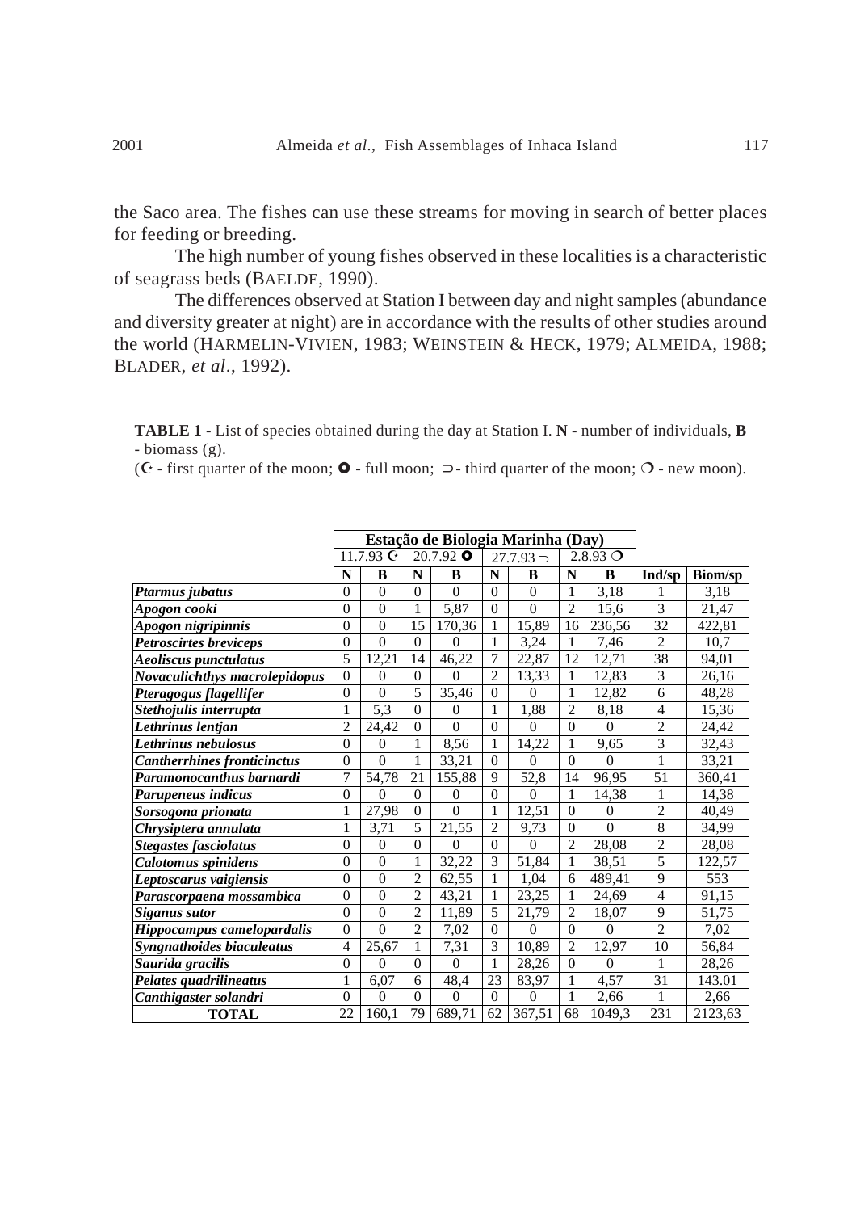the Saco area. The fishes can use these streams for moving in search of better places for feeding or breeding.

The high number of young fishes observed in these localities is a characteristic of seagrass beds (BAELDE, 1990).

The differences observed at Station I between day and night samples (abundance and diversity greater at night) are in accordance with the results of other studies around the world (HARMELIN-VIVIEN, 1983; WEINSTEIN & HECK, 1979; ALMEIDA, 1988; BLADER, *et al*., 1992).

**TABLE 1** - List of species obtained during the day at Station I. **N** - number of individuals, **B** - biomass (g).

(☾ - first quarter of the moon; ✪ - full moon; ⊃ - third quarter of the moon; ❍ - new moon).

| | **Estação de Biologia Marinha (Day)** | | | | | | | | | |
|---|---|---|---|---|---|---|---|---|---|---|
| | 11.7.93 ☾ | | 20.7.92 ✪ | | 27.7.93 ⊃ | | 2.8.93 ❍ | | | |
| | **N** | **B** | **N** | **B** | **N** | **B** | **N** | **B** | **Ind/sp** | **Biom/sp** |
| ***Ptarmus jubatus*** | 0 | 0 | 0 | 0 | 0 | 0 | 1 | 3,18 | 1 | 3,18 |
| ***Apogon cooki*** | 0 | 0 | 1 | 5,87 | 0 | 0 | 2 | 15,6 | 3 | 21,47 |
| ***Apogon nigripinnis*** | 0 | 0 | 15 | 170,36 | 1 | 15,89 | 16 | 236,56 | 32 | 422,81 |
| ***Petroscirtes breviceps*** | 0 | 0 | 0 | 0 | 1 | 3,24 | 1 | 7,46 | 2 | 10,7 |
| ***Aeoliscus punctulatus*** | 5 | 12,21 | 14 | 46,22 | 7 | 22,87 | 12 | 12,71 | 38 | 94,01 |
| ***Novaculichthys macrolepidopus*** | 0 | 0 | 0 | 0 | 2 | 13,33 | 1 | 12,83 | 3 | 26,16 |
| ***Pteragogus flagellifer*** | 0 | 0 | 5 | 35,46 | 0 | 0 | 1 | 12,82 | 6 | 48,28 |
| ***Stethojulis interrupta*** | 1 | 5,3 | 0 | 0 | 1 | 1,88 | 2 | 8,18 | 4 | 15,36 |
| ***Lethrinus lentjan*** | 2 | 24,42 | 0 | 0 | 0 | 0 | 0 | 0 | 2 | 24,42 |
| ***Lethrinus nebulosus*** | 0 | 0 | 1 | 8,56 | 1 | 14,22 | 1 | 9,65 | 3 | 32,43 |
| ***Cantherrhines fronticinctus*** | 0 | 0 | 1 | 33,21 | 0 | 0 | 0 | 0 | 1 | 33,21 |
| ***Paramonocanthus barnardi*** | 7 | 54,78 | 21 | 155,88 | 9 | 52,8 | 14 | 96,95 | 51 | 360,41 |
| ***Parupeneus indicus*** | 0 | 0 | 0 | 0 | 0 | 0 | 1 | 14,38 | 1 | 14,38 |
| ***Sorsogona prionata*** | 1 | 27,98 | 0 | 0 | 1 | 12,51 | 0 | 0 | 2 | 40,49 |
| ***Chrysiptera annulata*** | 1 | 3,71 | 5 | 21,55 | 2 | 9,73 | 0 | 0 | 8 | 34,99 |
| ***Stegastes fasciolatus*** | 0 | 0 | 0 | 0 | 0 | 0 | 2 | 28,08 | 2 | 28,08 |
| ***Calotomus spinidens*** | 0 | 0 | 1 | 32,22 | 3 | 51,84 | 1 | 38,51 | 5 | 122,57 |
| ***Leptoscarus vaigiensis*** | 0 | 0 | 2 | 62,55 | 1 | 1,04 | 6 | 489,41 | 9 | 553 |
| ***Parascorpaena mossambica*** | 0 | 0 | 2 | 43,21 | 1 | 23,25 | 1 | 24,69 | 4 | 91,15 |
| ***Siganus sutor*** | 0 | 0 | 2 | 11,89 | 5 | 21,79 | 2 | 18,07 | 9 | 51,75 |
| ***Hippocampus camelopardalis*** | 0 | 0 | 2 | 7,02 | 0 | 0 | 0 | 0 | 2 | 7,02 |
| ***Syngnathoides biaculeatus*** | 4 | 25,67 | 1 | 7,31 | 3 | 10,89 | 2 | 12,97 | 10 | 56,84 |
| ***Saurida gracilis*** | 0 | 0 | 0 | 0 | 1 | 28,26 | 0 | 0 | 1 | 28,26 |
| ***Pelates quadrilineatus*** | 1 | 6,07 | 6 | 48,4 | 23 | 83,97 | 1 | 4,57 | 31 | 143.01 |
| ***Canthigaster solandri*** | 0 | 0 | 0 | 0 | 0 | 0 | 1 | 2,66 | 1 | 2,66 |
| **TOTAL** | 22 | 160,1 | 79 | 689,71 | 62 | 367,51 | 68 | 1049,3 | 231 | 2123,63 |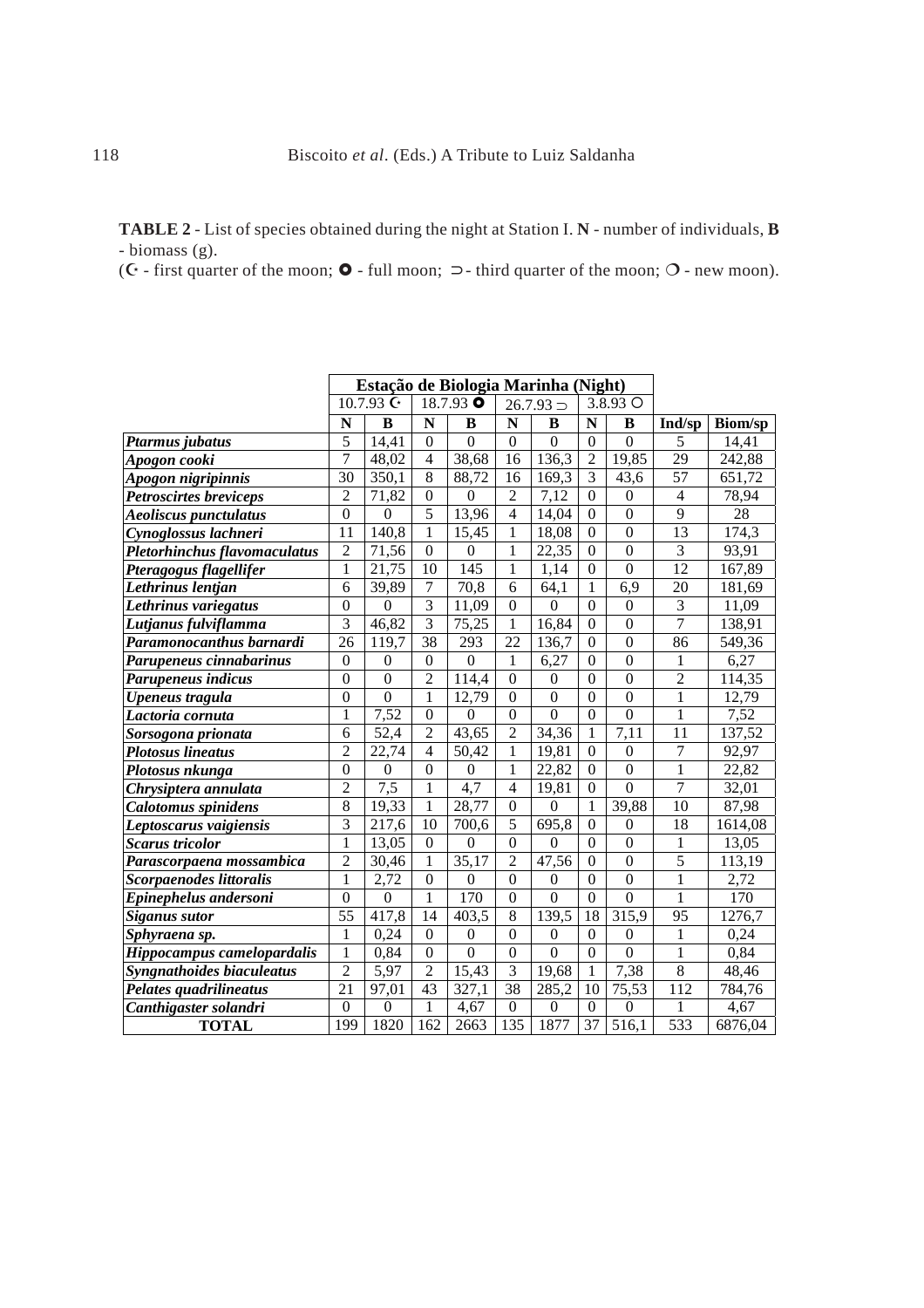**TABLE 2** - List of species obtained during the night at Station I. **N** - number of individuals, **B** - biomass (g).
(☾ - first quarter of the moon; ⭘ - full moon; ⊃ - third quarter of the moon; ○ - new moon).

| | **Estação de Biologia Marinha (Night)** | | | | | | | | | |
|---|---|---|---|---|---|---|---|---|---|---|
| | 10.7.93 ☾ | | 18.7.93 ⭘ | | 26.7.93 ⊃ | | 3.8.93 ○ | | | |
| | **N** | **B** | **N** | **B** | **N** | **B** | **N** | **B** | **Ind/sp** | **Biom/sp** |
| ***Ptarmus jubatus*** | 5 | 14,41 | 0 | 0 | 0 | 0 | 0 | 0 | 5 | 14,41 |
| ***Apogon cooki*** | 7 | 48,02 | 4 | 38,68 | 16 | 136,3 | 2 | 19,85 | 29 | 242,88 |
| ***Apogon nigripinnis*** | 30 | 350,1 | 8 | 88,72 | 16 | 169,3 | 3 | 43,6 | 57 | 651,72 |
| ***Petroscirtes breviceps*** | 2 | 71,82 | 0 | 0 | 2 | 7,12 | 0 | 0 | 4 | 78,94 |
| ***Aeoliscus punctulatus*** | 0 | 0 | 5 | 13,96 | 4 | 14,04 | 0 | 0 | 9 | 28 |
| ***Cynoglossus lachneri*** | 11 | 140,8 | 1 | 15,45 | 1 | 18,08 | 0 | 0 | 13 | 174,3 |
| ***Pletorhinchus flavomaculatus*** | 2 | 71,56 | 0 | 0 | 1 | 22,35 | 0 | 0 | 3 | 93,91 |
| ***Pteragogus flagellifer*** | 1 | 21,75 | 10 | 145 | 1 | 1,14 | 0 | 0 | 12 | 167,89 |
| ***Lethrinus lentjan*** | 6 | 39,89 | 7 | 70,8 | 6 | 64,1 | 1 | 6,9 | 20 | 181,69 |
| ***Lethrinus variegatus*** | 0 | 0 | 3 | 11,09 | 0 | 0 | 0 | 0 | 3 | 11,09 |
| ***Lutjanus fulviflamma*** | 3 | 46,82 | 3 | 75,25 | 1 | 16,84 | 0 | 0 | 7 | 138,91 |
| ***Paramonocanthus barnardi*** | 26 | 119,7 | 38 | 293 | 22 | 136,7 | 0 | 0 | 86 | 549,36 |
| ***Parupeneus cinnabarinus*** | 0 | 0 | 0 | 0 | 1 | 6,27 | 0 | 0 | 1 | 6,27 |
| ***Parupeneus indicus*** | 0 | 0 | 2 | 114,4 | 0 | 0 | 0 | 0 | 2 | 114,35 |
| ***Upeneus tragula*** | 0 | 0 | 1 | 12,79 | 0 | 0 | 0 | 0 | 1 | 12,79 |
| ***Lactoria cornuta*** | 1 | 7,52 | 0 | 0 | 0 | 0 | 0 | 0 | 1 | 7,52 |
| ***Sorsogona prionata*** | 6 | 52,4 | 2 | 43,65 | 2 | 34,36 | 1 | 7,11 | 11 | 137,52 |
| ***Plotosus lineatus*** | 2 | 22,74 | 4 | 50,42 | 1 | 19,81 | 0 | 0 | 7 | 92,97 |
| ***Plotosus nkunga*** | 0 | 0 | 0 | 0 | 1 | 22,82 | 0 | 0 | 1 | 22,82 |
| ***Chrysiptera annulata*** | 2 | 7,5 | 1 | 4,7 | 4 | 19,81 | 0 | 0 | 7 | 32,01 |
| ***Calotomus spinidens*** | 8 | 19,33 | 1 | 28,77 | 0 | 0 | 1 | 39,88 | 10 | 87,98 |
| ***Leptoscarus vaigiensis*** | 3 | 217,6 | 10 | 700,6 | 5 | 695,8 | 0 | 0 | 18 | 1614,08 |
| ***Scarus tricolor*** | 1 | 13,05 | 0 | 0 | 0 | 0 | 0 | 0 | 1 | 13,05 |
| ***Parascorpaena mossambica*** | 2 | 30,46 | 1 | 35,17 | 2 | 47,56 | 0 | 0 | 5 | 113,19 |
| ***Scorpaenodes littoralis*** | 1 | 2,72 | 0 | 0 | 0 | 0 | 0 | 0 | 1 | 2,72 |
| ***Epinephelus andersoni*** | 0 | 0 | 1 | 170 | 0 | 0 | 0 | 0 | 1 | 170 |
| ***Siganus sutor*** | 55 | 417,8 | 14 | 403,5 | 8 | 139,5 | 18 | 315,9 | 95 | 1276,7 |
| ***Sphyraena sp.*** | 1 | 0,24 | 0 | 0 | 0 | 0 | 0 | 0 | 1 | 0,24 |
| ***Hippocampus camelopardalis*** | 1 | 0,84 | 0 | 0 | 0 | 0 | 0 | 0 | 1 | 0,84 |
| ***Syngnathoides biaculeatus*** | 2 | 5,97 | 2 | 15,43 | 3 | 19,68 | 1 | 7,38 | 8 | 48,46 |
| ***Pelates quadrilineatus*** | 21 | 97,01 | 43 | 327,1 | 38 | 285,2 | 10 | 75,53 | 112 | 784,76 |
| ***Canthigaster solandri*** | 0 | 0 | 1 | 4,67 | 0 | 0 | 0 | 0 | 1 | 4,67 |
| **TOTAL** | 199 | 1820 | 162 | 2663 | 135 | 1877 | 37 | 516,1 | 533 | 6876,04 |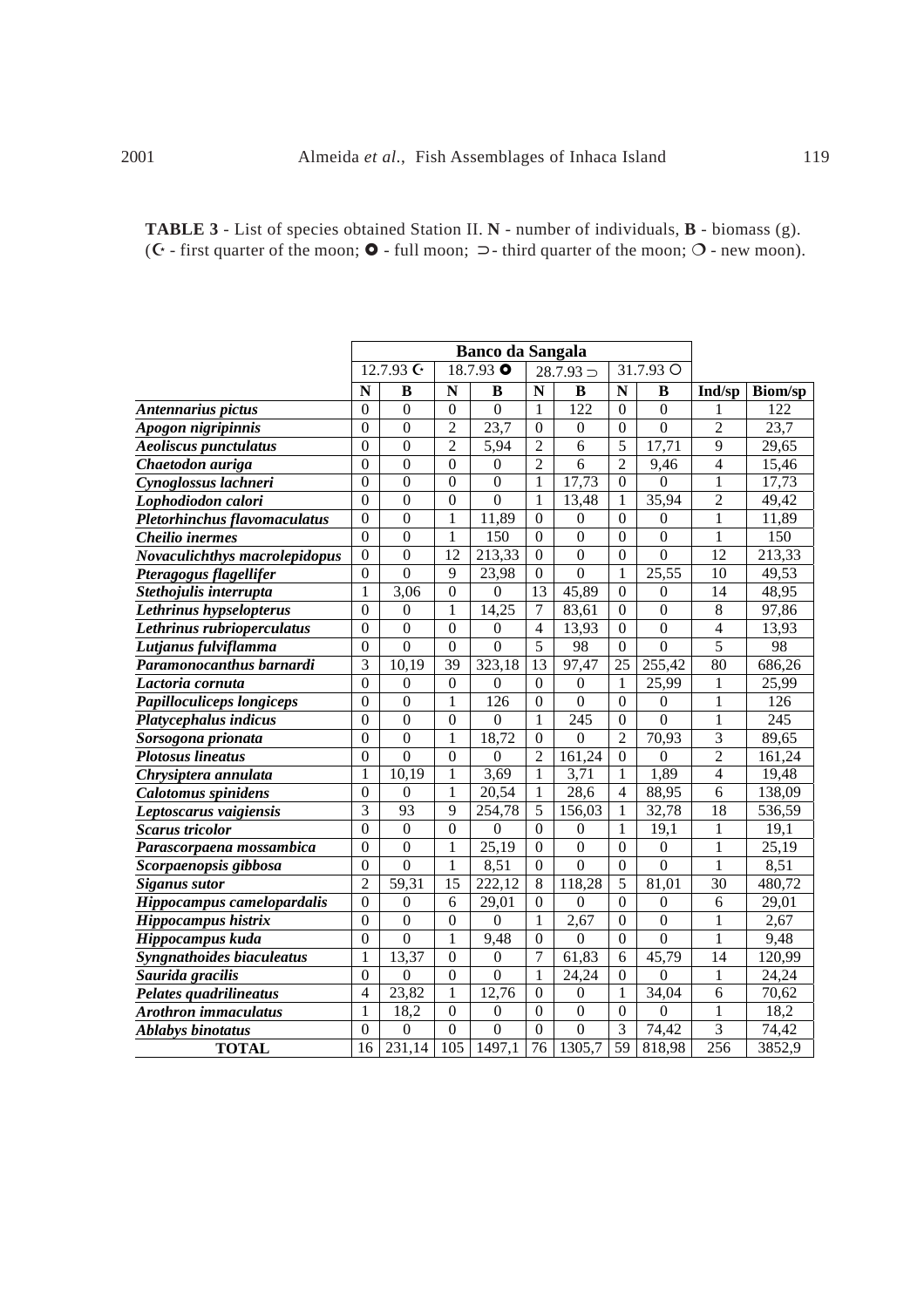**TABLE 3** - List of species obtained Station II. **N** - number of individuals, **B** - biomass (g). (☾ - first quarter of the moon; ● - full moon; ☽ - third quarter of the moon; ○ - new moon).

| | Banco da Sangala | | | | | | | | | |
|---|---|---|---|---|---|---|---|---|---|---|
| | 12.7.93 ☾ | | 18.7.93 ● | | 28.7.93 ☽ | | 31.7.93 ○ | | | |
| | **N** | **B** | **N** | **B** | **N** | **B** | **N** | **B** | **Ind/sp** | **Biom/sp** |
| ***Antennarius pictus*** | 0 | 0 | 0 | 0 | 1 | 122 | 0 | 0 | 1 | 122 |
| ***Apogon nigripinnis*** | 0 | 0 | 2 | 23,7 | 0 | 0 | 0 | 0 | 2 | 23,7 |
| ***Aeoliscus punctulatus*** | 0 | 0 | 2 | 5,94 | 2 | 6 | 5 | 17,71 | 9 | 29,65 |
| ***Chaetodon auriga*** | 0 | 0 | 0 | 0 | 2 | 6 | 2 | 9,46 | 4 | 15,46 |
| ***Cynoglossus lachneri*** | 0 | 0 | 0 | 0 | 1 | 17,73 | 0 | 0 | 1 | 17,73 |
| ***Lophodiodon calori*** | 0 | 0 | 0 | 0 | 1 | 13,48 | 1 | 35,94 | 2 | 49,42 |
| ***Pletorhinchus flavomaculatus*** | 0 | 0 | 1 | 11,89 | 0 | 0 | 0 | 0 | 1 | 11,89 |
| ***Cheilio inermes*** | 0 | 0 | 1 | 150 | 0 | 0 | 0 | 0 | 1 | 150 |
| ***Novaculichthys macrolepidopus*** | 0 | 0 | 12 | 213,33 | 0 | 0 | 0 | 0 | 12 | 213,33 |
| ***Pteragogus flagellifer*** | 0 | 0 | 9 | 23,98 | 0 | 0 | 1 | 25,55 | 10 | 49,53 |
| ***Stethojulis interrupta*** | 1 | 3,06 | 0 | 0 | 13 | 45,89 | 0 | 0 | 14 | 48,95 |
| ***Lethrinus hypselopterus*** | 0 | 0 | 1 | 14,25 | 7 | 83,61 | 0 | 0 | 8 | 97,86 |
| ***Lethrinus rubrioperculatus*** | 0 | 0 | 0 | 0 | 4 | 13,93 | 0 | 0 | 4 | 13,93 |
| ***Lutjanus fulviflamma*** | 0 | 0 | 0 | 0 | 5 | 98 | 0 | 0 | 5 | 98 |
| ***Paramonocanthus barnardi*** | 3 | 10,19 | 39 | 323,18 | 13 | 97,47 | 25 | 255,42 | 80 | 686,26 |
| ***Lactoria cornuta*** | 0 | 0 | 0 | 0 | 0 | 0 | 1 | 25,99 | 1 | 25,99 |
| ***Papilloculiceps longiceps*** | 0 | 0 | 1 | 126 | 0 | 0 | 0 | 0 | 1 | 126 |
| ***Platycephalus indicus*** | 0 | 0 | 0 | 0 | 1 | 245 | 0 | 0 | 1 | 245 |
| ***Sorsogona prionata*** | 0 | 0 | 1 | 18,72 | 0 | 0 | 2 | 70,93 | 3 | 89,65 |
| ***Plotosus lineatus*** | 0 | 0 | 0 | 0 | 2 | 161,24 | 0 | 0 | 2 | 161,24 |
| ***Chrysiptera annulata*** | 1 | 10,19 | 1 | 3,69 | 1 | 3,71 | 1 | 1,89 | 4 | 19,48 |
| ***Calotomus spinidens*** | 0 | 0 | 1 | 20,54 | 1 | 28,6 | 4 | 88,95 | 6 | 138,09 |
| ***Leptoscarus vaigiensis*** | 3 | 93 | 9 | 254,78 | 5 | 156,03 | 1 | 32,78 | 18 | 536,59 |
| ***Scarus tricolor*** | 0 | 0 | 0 | 0 | 0 | 0 | 1 | 19,1 | 1 | 19,1 |
| ***Parascorpaena mossambica*** | 0 | 0 | 1 | 25,19 | 0 | 0 | 0 | 0 | 1 | 25,19 |
| ***Scorpaenopsis gibbosa*** | 0 | 0 | 1 | 8,51 | 0 | 0 | 0 | 0 | 1 | 8,51 |
| ***Siganus sutor*** | 2 | 59,31 | 15 | 222,12 | 8 | 118,28 | 5 | 81,01 | 30 | 480,72 |
| ***Hippocampus camelopardalis*** | 0 | 0 | 6 | 29,01 | 0 | 0 | 0 | 0 | 6 | 29,01 |
| ***Hippocampus histrix*** | 0 | 0 | 0 | 0 | 1 | 2,67 | 0 | 0 | 1 | 2,67 |
| ***Hippocampus kuda*** | 0 | 0 | 1 | 9,48 | 0 | 0 | 0 | 0 | 1 | 9,48 |
| ***Syngnathoides biaculeatus*** | 1 | 13,37 | 0 | 0 | 7 | 61,83 | 6 | 45,79 | 14 | 120,99 |
| ***Saurida gracilis*** | 0 | 0 | 0 | 0 | 1 | 24,24 | 0 | 0 | 1 | 24,24 |
| ***Pelates quadrilineatus*** | 4 | 23,82 | 1 | 12,76 | 0 | 0 | 1 | 34,04 | 6 | 70,62 |
| ***Arothron immaculatus*** | 1 | 18,2 | 0 | 0 | 0 | 0 | 0 | 0 | 1 | 18,2 |
| ***Ablabys binotatus*** | 0 | 0 | 0 | 0 | 0 | 0 | 3 | 74,42 | 3 | 74,42 |
| **TOTAL** | 16 | 231,14 | 105 | 1497,1 | 76 | 1305,7 | 59 | 818,98 | 256 | 3852,9 |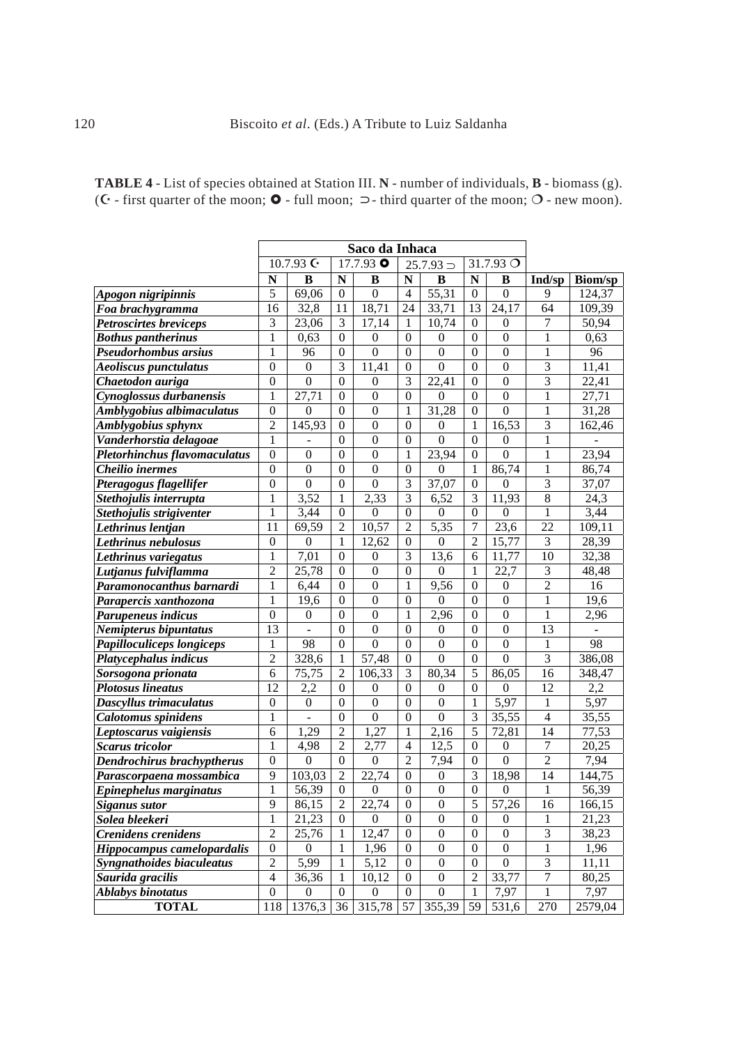**TABLE 4** - List of species obtained at Station III. **N** - number of individuals, **B** - biomass (g). (☾ - first quarter of the moon; ○ - full moon; ⊃ - third quarter of the moon; ○ - new moon).

| | Saco da Inhaca | | | | | | | | | |
|---|---|---|---|---|---|---|---|---|---|---|
| | 10.7.93 ☾ | | 17.7.93 ○ | | 25.7.93 ⊃ | | 31.7.93 ○ | | | |
| | **N** | **B** | **N** | **B** | **N** | **B** | **N** | **B** | **Ind/sp** | **Biom/sp** |
| ***Apogon nigripinnis*** | 5 | 69,06 | 0 | 0 | 4 | 55,31 | 0 | 0 | 9 | 124,37 |
| ***Foa brachygramma*** | 16 | 32,8 | 11 | 18,71 | 24 | 33,71 | 13 | 24,17 | 64 | 109,39 |
| ***Petroscirtes breviceps*** | 3 | 23,06 | 3 | 17,14 | 1 | 10,74 | 0 | 0 | 7 | 50,94 |
| ***Bothus pantherinus*** | 1 | 0,63 | 0 | 0 | 0 | 0 | 0 | 0 | 1 | 0,63 |
| ***Pseudorhombus arsius*** | 1 | 96 | 0 | 0 | 0 | 0 | 0 | 0 | 1 | 96 |
| ***Aeoliscus punctulatus*** | 0 | 0 | 3 | 11,41 | 0 | 0 | 0 | 0 | 3 | 11,41 |
| ***Chaetodon auriga*** | 0 | 0 | 0 | 0 | 3 | 22,41 | 0 | 0 | 3 | 22,41 |
| ***Cynoglossus durbanensis*** | 1 | 27,71 | 0 | 0 | 0 | 0 | 0 | 0 | 1 | 27,71 |
| ***Amblygobius albimaculatus*** | 0 | 0 | 0 | 0 | 1 | 31,28 | 0 | 0 | 1 | 31,28 |
| ***Amblygobius sphynx*** | 2 | 145,93 | 0 | 0 | 0 | 0 | 1 | 16,53 | 3 | 162,46 |
| ***Vanderhorstia delagoae*** | 1 | - | 0 | 0 | 0 | 0 | 0 | 0 | 1 | - |
| ***Pletorhinchus flavomaculatus*** | 0 | 0 | 0 | 0 | 1 | 23,94 | 0 | 0 | 1 | 23,94 |
| ***Cheilio inermes*** | 0 | 0 | 0 | 0 | 0 | 0 | 1 | 86,74 | 1 | 86,74 |
| ***Pteragogus flagellifer*** | 0 | 0 | 0 | 0 | 3 | 37,07 | 0 | 0 | 3 | 37,07 |
| ***Stethojulis interrupta*** | 1 | 3,52 | 1 | 2,33 | 3 | 6,52 | 3 | 11,93 | 8 | 24,3 |
| ***Stethojulis strigiventer*** | 1 | 3,44 | 0 | 0 | 0 | 0 | 0 | 0 | 1 | 3,44 |
| ***Lethrinus lentjan*** | 11 | 69,59 | 2 | 10,57 | 2 | 5,35 | 7 | 23,6 | 22 | 109,11 |
| ***Lethrinus nebulosus*** | 0 | 0 | 1 | 12,62 | 0 | 0 | 2 | 15,77 | 3 | 28,39 |
| ***Lethrinus variegatus*** | 1 | 7,01 | 0 | 0 | 3 | 13,6 | 6 | 11,77 | 10 | 32,38 |
| ***Lutjanus fulviflamma*** | 2 | 25,78 | 0 | 0 | 0 | 0 | 1 | 22,7 | 3 | 48,48 |
| ***Paramonocanthus barnardi*** | 1 | 6,44 | 0 | 0 | 1 | 9,56 | 0 | 0 | 2 | 16 |
| ***Parapercis xanthozona*** | 1 | 19,6 | 0 | 0 | 0 | 0 | 0 | 0 | 1 | 19,6 |
| ***Parupeneus indicus*** | 0 | 0 | 0 | 0 | 1 | 2,96 | 0 | 0 | 1 | 2,96 |
| ***Nemipterus bipuntatus*** | 13 | - | 0 | 0 | 0 | 0 | 0 | 0 | 13 | - |
| ***Papilloculiceps longiceps*** | 1 | 98 | 0 | 0 | 0 | 0 | 0 | 0 | 1 | 98 |
| ***Platycephalus indicus*** | 2 | 328,6 | 1 | 57,48 | 0 | 0 | 0 | 0 | 3 | 386,08 |
| ***Sorsogona prionata*** | 6 | 75,75 | 2 | 106,33 | 3 | 80,34 | 5 | 86,05 | 16 | 348,47 |
| ***Plotosus lineatus*** | 12 | 2,2 | 0 | 0 | 0 | 0 | 0 | 0 | 12 | 2,2 |
| ***Dascyllus trimaculatus*** | 0 | 0 | 0 | 0 | 0 | 0 | 1 | 5,97 | 1 | 5,97 |
| ***Calotomus spinidens*** | 1 | - | 0 | 0 | 0 | 0 | 3 | 35,55 | 4 | 35,55 |
| ***Leptoscarus vaigiensis*** | 6 | 1,29 | 2 | 1,27 | 1 | 2,16 | 5 | 72,81 | 14 | 77,53 |
| ***Scarus tricolor*** | 1 | 4,98 | 2 | 2,77 | 4 | 12,5 | 0 | 0 | 7 | 20,25 |
| ***Dendrochirus brachypytherus*** | 0 | 0 | 0 | 0 | 2 | 7,94 | 0 | 0 | 2 | 7,94 |
| ***Parascorpaena mossambica*** | 9 | 103,03 | 2 | 22,74 | 0 | 0 | 3 | 18,98 | 14 | 144,75 |
| ***Epinephelus marginatus*** | 1 | 56,39 | 0 | 0 | 0 | 0 | 0 | 0 | 1 | 56,39 |
| ***Siganus sutor*** | 9 | 86,15 | 2 | 22,74 | 0 | 0 | 5 | 57,26 | 16 | 166,15 |
| ***Solea bleekeri*** | 1 | 21,23 | 0 | 0 | 0 | 0 | 0 | 0 | 1 | 21,23 |
| ***Crenidens crenidens*** | 2 | 25,76 | 1 | 12,47 | 0 | 0 | 0 | 0 | 3 | 38,23 |
| ***Hippocampus camelopardalis*** | 0 | 0 | 1 | 1,96 | 0 | 0 | 0 | 0 | 1 | 1,96 |
| ***Syngnathoides biaculeatus*** | 2 | 5,99 | 1 | 5,12 | 0 | 0 | 0 | 0 | 3 | 11,11 |
| ***Saurida gracilis*** | 4 | 36,36 | 1 | 10,12 | 0 | 0 | 2 | 33,77 | 7 | 80,25 |
| ***Ablabys binotatus*** | 0 | 0 | 0 | 0 | 0 | 0 | 1 | 7,97 | 1 | 7,97 |
| **TOTAL** | 118 | 1376,3 | 36 | 315,78 | 57 | 355,39 | 59 | 531,6 | 270 | 2579,04 |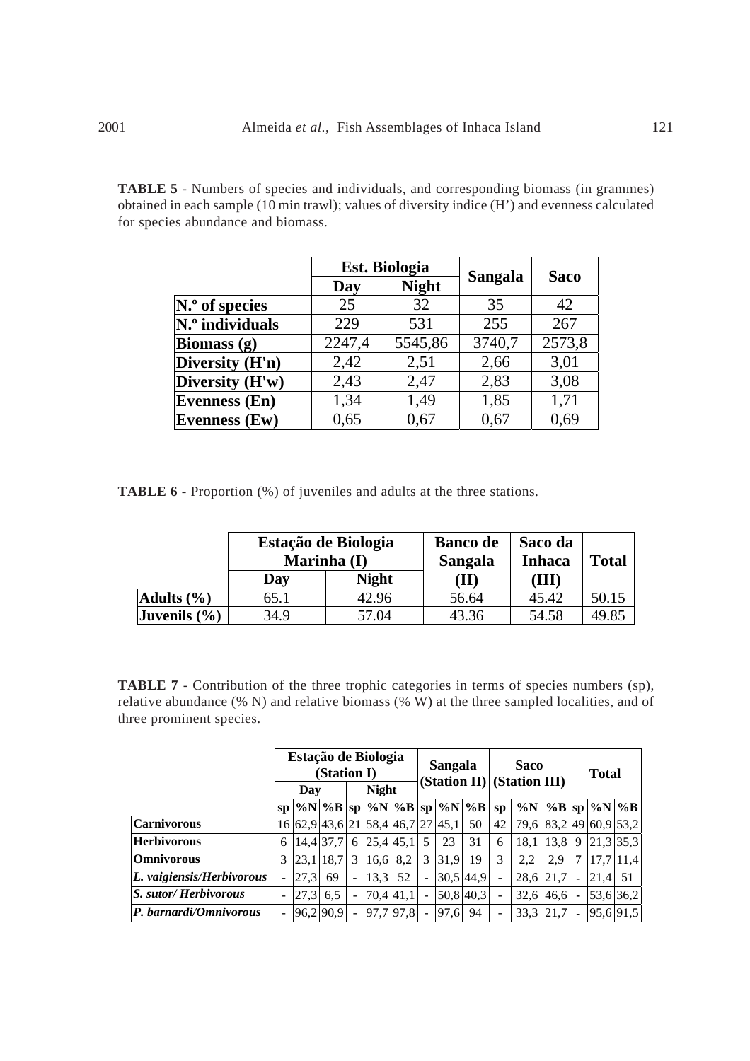**TABLE 5** - Numbers of species and individuals, and corresponding biomass (in grammes) obtained in each sample (10 min trawl); values of diversity indice (H') and evenness calculated for species abundance and biomass.

| | Est. Biologia | | Sangala | Saco |
|---|---|---|---|---|
| | Day | Night | | |
| N.º of species | 25 | 32 | 35 | 42 |
| N.º individuals | 229 | 531 | 255 | 267 |
| Biomass (g) | 2247,4 | 5545,86 | 3740,7 | 2573,8 |
| Diversity (H'n) | 2,42 | 2,51 | 2,66 | 3,01 |
| Diversity (H'w) | 2,43 | 2,47 | 2,83 | 3,08 |
| Evenness (En) | 1,34 | 1,49 | 1,85 | 1,71 |
| Evenness (Ew) | 0,65 | 0,67 | 0,67 | 0,69 |

**TABLE 6** - Proportion (%) of juveniles and adults at the three stations.

| | Estação de Biologia Marinha (I) | | Banco de Sangala | Saco da Inhaca | Total |
|---|---|---|---|---|---|
| | Day | Night | (II) | (III) | |
| Adults (%) | 65.1 | 42.96 | 56.64 | 45.42 | 50.15 |
| Juvenils (%) | 34.9 | 57.04 | 43.36 | 54.58 | 49.85 |

**TABLE 7** - Contribution of the three trophic categories in terms of species numbers (sp), relative abundance (% N) and relative biomass (% W) at the three sampled localities, and of three prominent species.

| | Estação de Biologia (Station I) | | | | | | Sangala (Station II) | | | Saco (Station III) | | | Total | | |
|---|---|---|---|---|---|---|---|---|---|---|---|---|---|---|---|
| | Day | | | Night | | | | | | | | | | | |
| | sp | %N | %B | sp | %N | %B | sp | %N | %B | sp | %N | %B | sp | %N | %B |
| **Carnivorous** | 16 | 62,9 | 43,6 | 21 | 58,4 | 46,7 | 27 | 45,1 | 50 | 42 | 79,6 | 83,2 | 49 | 60,9 | 53,2 |
| **Herbivorous** | 6 | 14,4 | 37,7 | 6 | 25,4 | 45,1 | 5 | 23 | 31 | 6 | 18,1 | 13,8 | 9 | 21,3 | 35,3 |
| **Omnivorous** | 3 | 23,1 | 18,7 | 3 | 16,6 | 8,2 | 3 | 31,9 | 19 | 3 | 2,2 | 2,9 | 7 | 17,7 | 11,4 |
| ***L. vaigiensis*/Herbivorous** | - | 27,3 | 69 | - | 13,3 | 52 | - | 30,5 | 44,9 | - | 28,6 | 21,7 | - | 21,4 | 51 |
| ***S. sutor*/ Herbivorous** | - | 27,3 | 6,5 | - | 70,4 | 41,1 | - | 50,8 | 40,3 | - | 32,6 | 46,6 | - | 53,6 | 36,2 |
| ***P. barnardi*/Omnivorous** | - | 96,2 | 90,9 | - | 97,7 | 97,8 | - | 97,6 | 94 | - | 33,3 | 21,7 | - | 95,6 | 91,5 |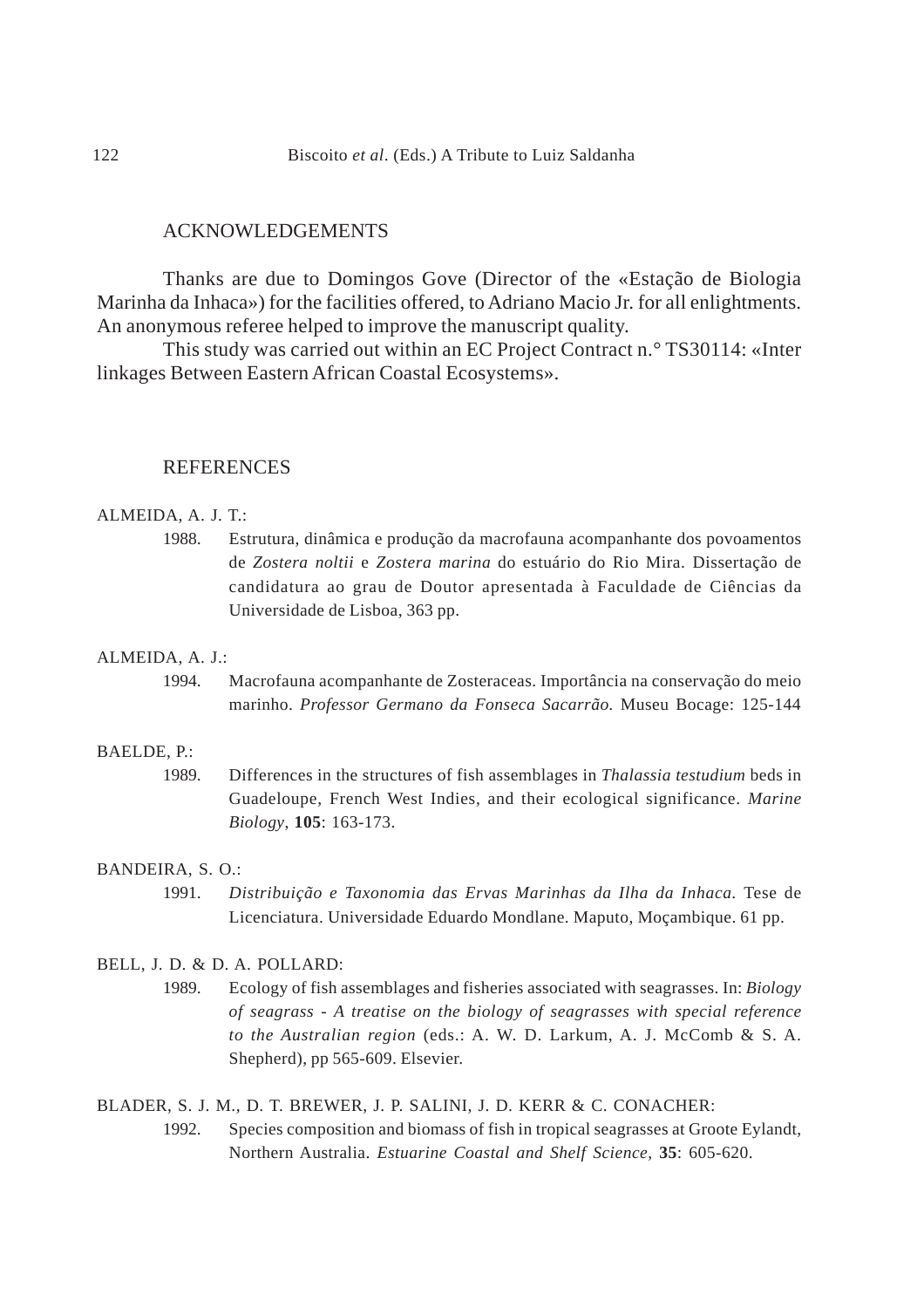## ACKNOWLEDGEMENTS

Thanks are due to Domingos Gove (Director of the «Estação de Biologia Marinha da Inhaca») for the facilities offered, to Adriano Macio Jr. for all enlightments. An anonymous referee helped to improve the manuscript quality.

This study was carried out within an EC Project Contract n.° TS30114: «Inter linkages Between Eastern African Coastal Ecosystems».

## REFERENCES

ALMEIDA, A. J. T.:

1988. Estrutura, dinâmica e produção da macrofauna acompanhante dos povoamentos de *Zostera noltii* e *Zostera marina* do estuário do Rio Mira. Dissertação de candidatura ao grau de Doutor apresentada à Faculdade de Ciências da Universidade de Lisboa, 363 pp.

ALMEIDA, A. J.:

1994. Macrofauna acompanhante de Zosteraceas. Importância na conservação do meio marinho. *Professor Germano da Fonseca Sacarrão*. Museu Bocage: 125-144

BAELDE, P.:

1989. Differences in the structures of fish assemblages in *Thalassia testudium* beds in Guadeloupe, French West Indies, and their ecological significance. *Marine Biology*, **105**: 163-173.

BANDEIRA, S. O.:

1991. *Distribuição e Taxonomia das Ervas Marinhas da Ilha da Inhaca*. Tese de Licenciatura. Universidade Eduardo Mondlane. Maputo, Moçambique. 61 pp.

BELL, J. D. & D. A. POLLARD:

1989. Ecology of fish assemblages and fisheries associated with seagrasses. In: *Biology of seagrass - A treatise on the biology of seagrasses with special reference to the Australian region* (eds.: A. W. D. Larkum, A. J. McComb & S. A. Shepherd), pp 565-609. Elsevier.

BLADER, S. J. M., D. T. BREWER, J. P. SALINI, J. D. KERR & C. CONACHER:

1992. Species composition and biomass of fish in tropical seagrasses at Groote Eylandt, Northern Australia. *Estuarine Coastal and Shelf Science*, **35**: 605-620.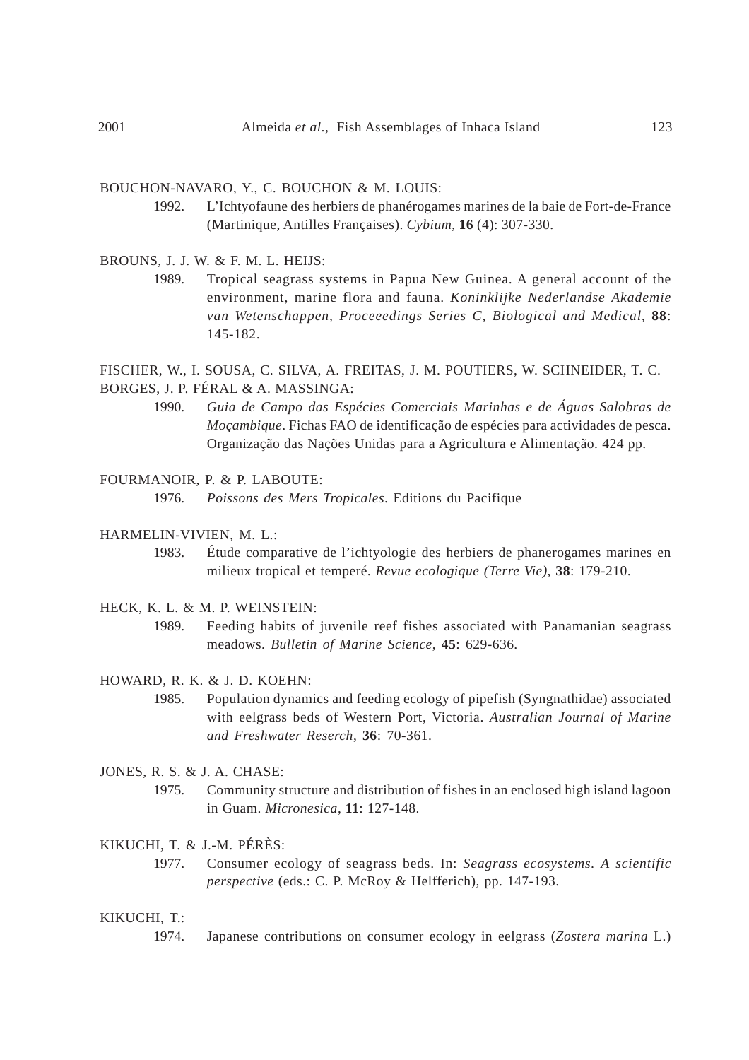BOUCHON-NAVARO, Y., C. BOUCHON & M. LOUIS:

1992. L'Ichtyofaune des herbiers de phanérogames marines de la baie de Fort-de-France (Martinique, Antilles Françaises). *Cybium*, **16** (4): 307-330.

BROUNS, J. J. W. & F. M. L. HEIJS:

1989. Tropical seagrass systems in Papua New Guinea. A general account of the environment, marine flora and fauna. *Koninklijke Nederlandse Akademie van Wetenschappen, Proceeedings Series C, Biological and Medical*, **88**: 145-182.

FISCHER, W., I. SOUSA, C. SILVA, A. FREITAS, J. M. POUTIERS, W. SCHNEIDER, T. C. BORGES, J. P. FÉRAL & A. MASSINGA:

1990. *Guia de Campo das Espécies Comerciais Marinhas e de Águas Salobras de Moçambique*. Fichas FAO de identificação de espécies para actividades de pesca. Organização das Nações Unidas para a Agricultura e Alimentação. 424 pp.

FOURMANOIR, P. & P. LABOUTE:

1976. *Poissons des Mers Tropicales*. Editions du Pacifique

HARMELIN-VIVIEN, M. L.:

1983. Étude comparative de l'ichtyologie des herbiers de phanerogames marines en milieux tropical et temperé. *Revue ecologique (Terre Vie)*, **38**: 179-210.

HECK, K. L. & M. P. WEINSTEIN:

1989. Feeding habits of juvenile reef fishes associated with Panamanian seagrass meadows. *Bulletin of Marine Science*, **45**: 629-636.

HOWARD, R. K. & J. D. KOEHN:

1985. Population dynamics and feeding ecology of pipefish (Syngnathidae) associated with eelgrass beds of Western Port, Victoria. *Australian Journal of Marine and Freshwater Reserch*, **36**: 70-361.

JONES, R. S. & J. A. CHASE:

1975. Community structure and distribution of fishes in an enclosed high island lagoon in Guam. *Micronesica*, **11**: 127-148.

KIKUCHI, T. & J.-M. PÉRÈS:

1977. Consumer ecology of seagrass beds. In: *Seagrass ecosystems. A scientific perspective* (eds.: C. P. McRoy & Helfferich), pp. 147-193.

KIKUCHI, T.:

1974. Japanese contributions on consumer ecology in eelgrass (*Zostera marina* L.)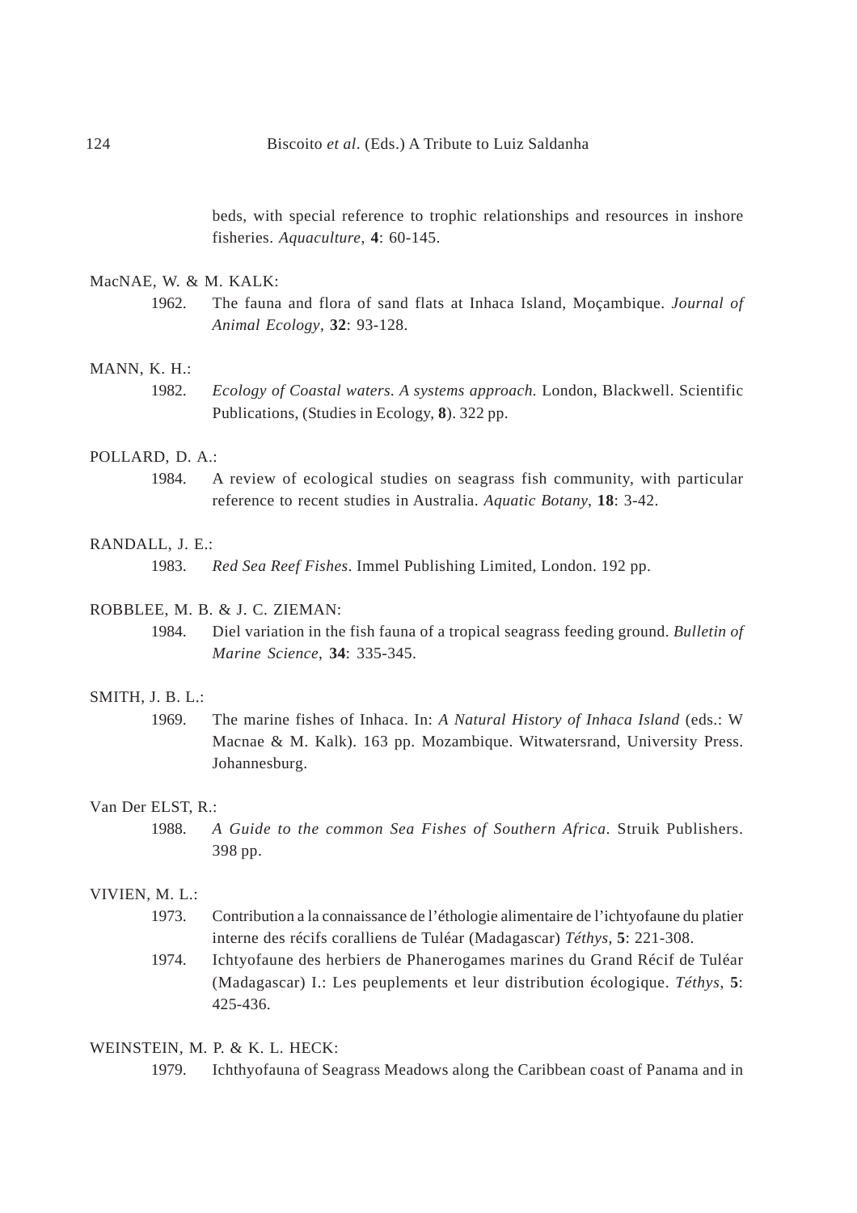beds, with special reference to trophic relationships and resources in inshore fisheries. *Aquaculture*, **4**: 60-145.

MacNAE, W. & M. KALK:

1962. The fauna and flora of sand flats at Inhaca Island, Moçambique. *Journal of Animal Ecology*, **32**: 93-128.

MANN, K. H.:

1982. *Ecology of Coastal waters. A systems approach.* London, Blackwell. Scientific Publications, (Studies in Ecology, **8**). 322 pp.

POLLARD, D. A.:

1984. A review of ecological studies on seagrass fish community, with particular reference to recent studies in Australia. *Aquatic Botany*, **18**: 3-42.

RANDALL, J. E.:

1983. *Red Sea Reef Fishes*. Immel Publishing Limited, London. 192 pp.

ROBBLEE, M. B. & J. C. ZIEMAN:

1984. Diel variation in the fish fauna of a tropical seagrass feeding ground. *Bulletin of Marine Science*, **34**: 335-345.

SMITH, J. B. L.:

1969. The marine fishes of Inhaca. In: *A Natural History of Inhaca Island* (eds.: W Macnae & M. Kalk). 163 pp. Mozambique. Witwatersrand, University Press. Johannesburg.

Van Der ELST, R.:

1988. *A Guide to the common Sea Fishes of Southern Africa*. Struik Publishers. 398 pp.

VIVIEN, M. L.:

1973. Contribution a la connaissance de l'éthologie alimentaire de l'ichtyofaune du platier interne des récifs coralliens de Tuléar (Madagascar) *Téthys*, **5**: 221-308.

1974. Ichtyofaune des herbiers de Phanerogames marines du Grand Récif de Tuléar (Madagascar) I.: Les peuplements et leur distribution écologique. *Téthys*, **5**: 425-436.

WEINSTEIN, M. P. & K. L. HECK:

1979. Ichthyofauna of Seagrass Meadows along the Caribbean coast of Panama and in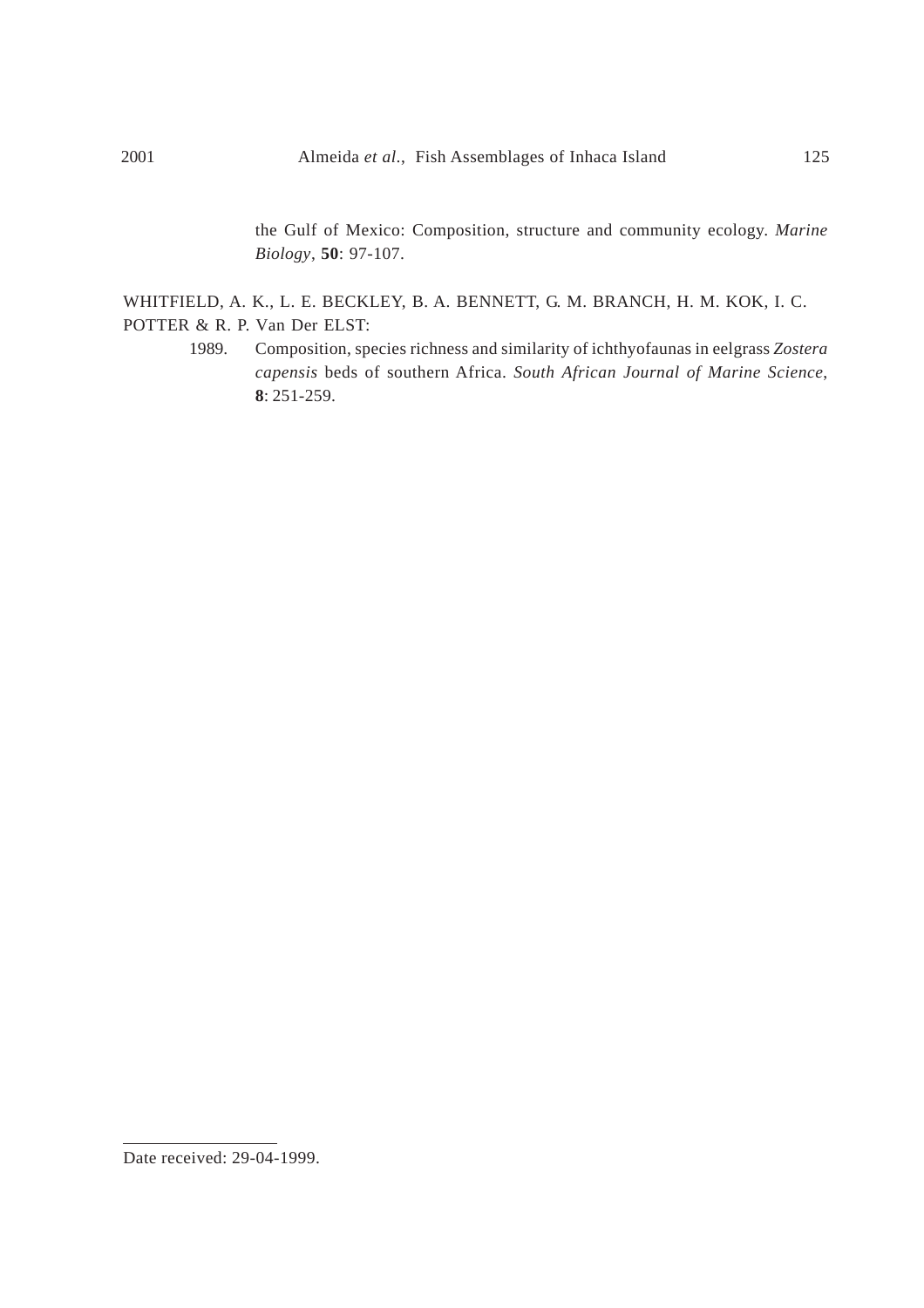the Gulf of Mexico: Composition, structure and community ecology. *Marine Biology*, **50**: 97-107.

WHITFIELD, A. K., L. E. BECKLEY, B. A. BENNETT, G. M. BRANCH, H. M. KOK, I. C. POTTER & R. P. Van Der ELST:

1989. Composition, species richness and similarity of ichthyofaunas in eelgrass *Zostera capensis* beds of southern Africa. *South African Journal of Marine Science*, **8**: 251-259.

---

Date received: 29-04-1999.